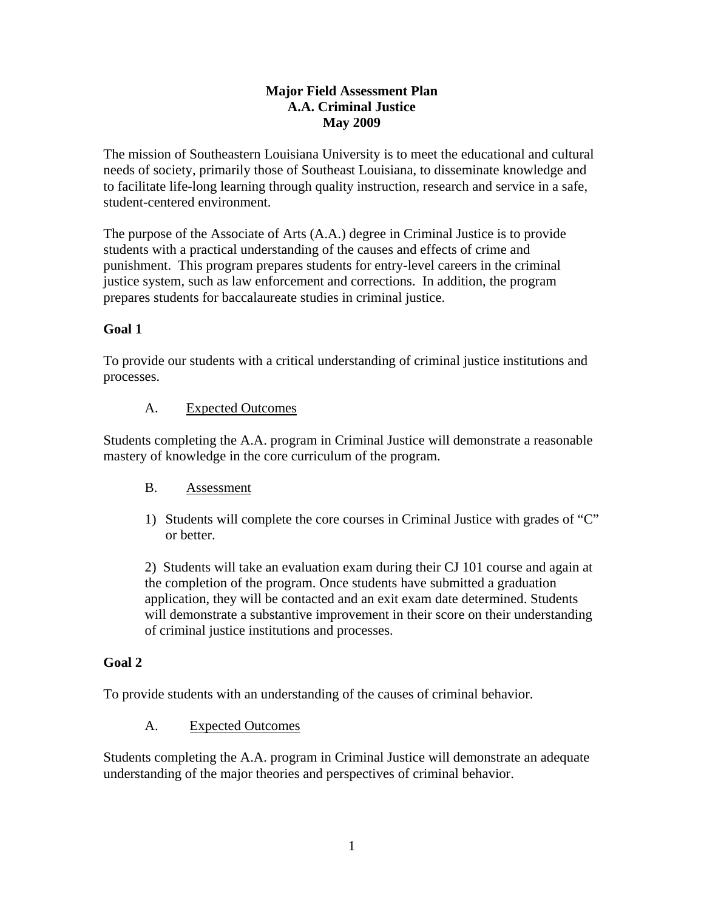# Major Field Assessment Plan
# A.A. Criminal Justice
# May 2009

The mission of Southeastern Louisiana University is to meet the educational and cultural needs of society, primarily those of Southeast Louisiana, to disseminate knowledge and to facilitate life-long learning through quality instruction, research and service in a safe, student-centered environment.

The purpose of the Associate of Arts (A.A.) degree in Criminal Justice is to provide students with a practical understanding of the causes and effects of crime and punishment. This program prepares students for entry-level careers in the criminal justice system, such as law enforcement and corrections. In addition, the program prepares students for baccalaureate studies in criminal justice.

## Goal 1

To provide our students with a critical understanding of criminal justice institutions and processes.

A. Expected Outcomes

Students completing the A.A. program in Criminal Justice will demonstrate a reasonable mastery of knowledge in the core curriculum of the program.

B. Assessment

1) Students will complete the core courses in Criminal Justice with grades of "C" or better.

2) Students will take an evaluation exam during their CJ 101 course and again at the completion of the program. Once students have submitted a graduation application, they will be contacted and an exit exam date determined. Students will demonstrate a substantive improvement in their score on their understanding of criminal justice institutions and processes.

## Goal 2

To provide students with an understanding of the causes of criminal behavior.

A. Expected Outcomes

Students completing the A.A. program in Criminal Justice will demonstrate an adequate understanding of the major theories and perspectives of criminal behavior.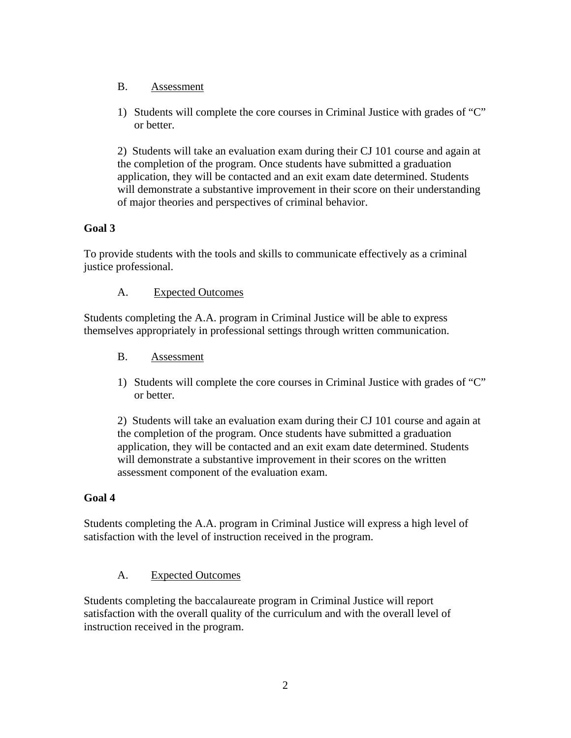B. <u>Assessment</u>

1) Students will complete the core courses in Criminal Justice with grades of "C" or better.

2) Students will take an evaluation exam during their CJ 101 course and again at the completion of the program. Once students have submitted a graduation application, they will be contacted and an exit exam date determined. Students will demonstrate a substantive improvement in their score on their understanding of major theories and perspectives of criminal behavior.

**Goal 3**

To provide students with the tools and skills to communicate effectively as a criminal justice professional.

A. <u>Expected Outcomes</u>

Students completing the A.A. program in Criminal Justice will be able to express themselves appropriately in professional settings through written communication.

B. <u>Assessment</u>

1) Students will complete the core courses in Criminal Justice with grades of "C" or better.

2) Students will take an evaluation exam during their CJ 101 course and again at the completion of the program. Once students have submitted a graduation application, they will be contacted and an exit exam date determined. Students will demonstrate a substantive improvement in their scores on the written assessment component of the evaluation exam.

**Goal 4**

Students completing the A.A. program in Criminal Justice will express a high level of satisfaction with the level of instruction received in the program.

A. <u>Expected Outcomes</u>

Students completing the baccalaureate program in Criminal Justice will report satisfaction with the overall quality of the curriculum and with the overall level of instruction received in the program.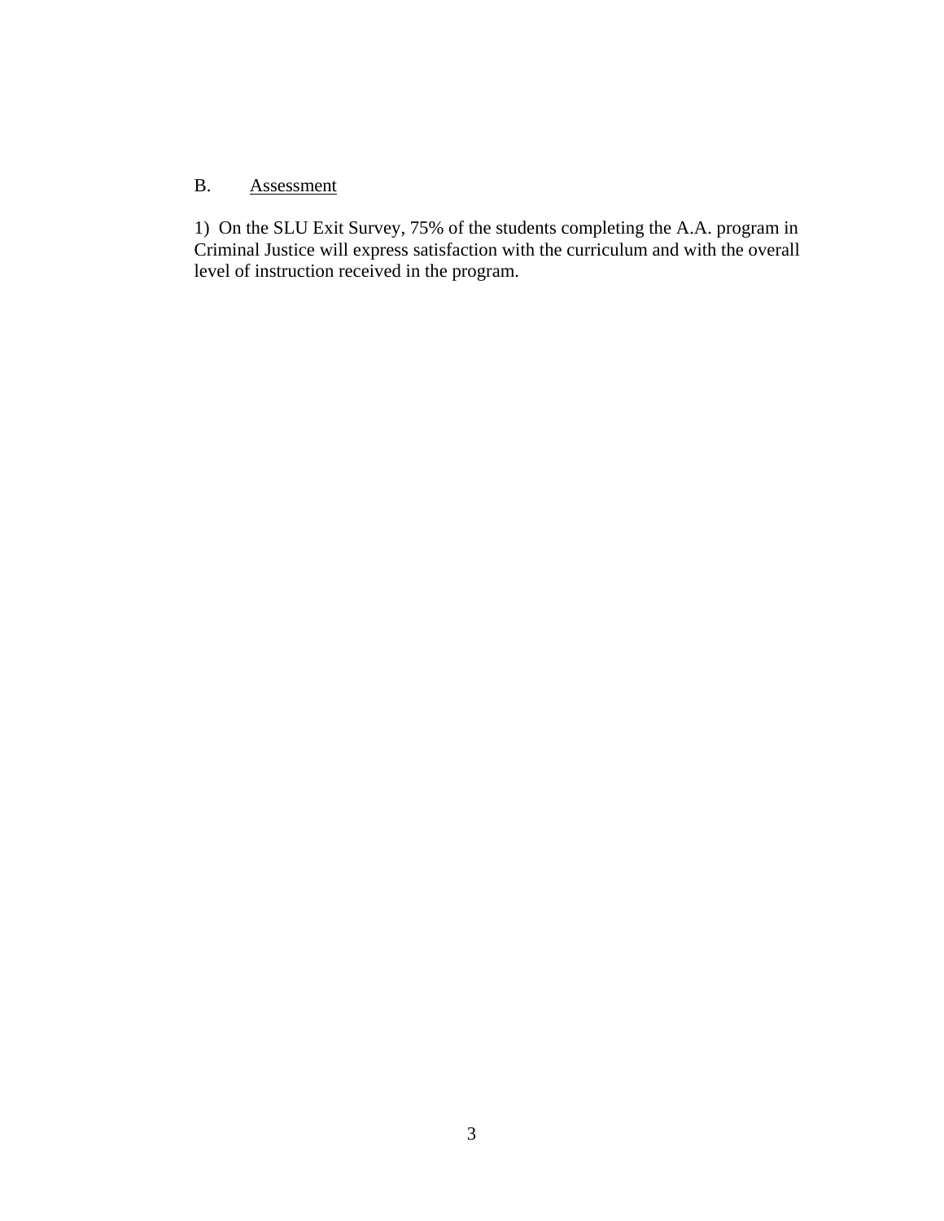B. <u>Assessment</u>

1) On the SLU Exit Survey, 75% of the students completing the A.A. program in Criminal Justice will express satisfaction with the curriculum and with the overall level of instruction received in the program.